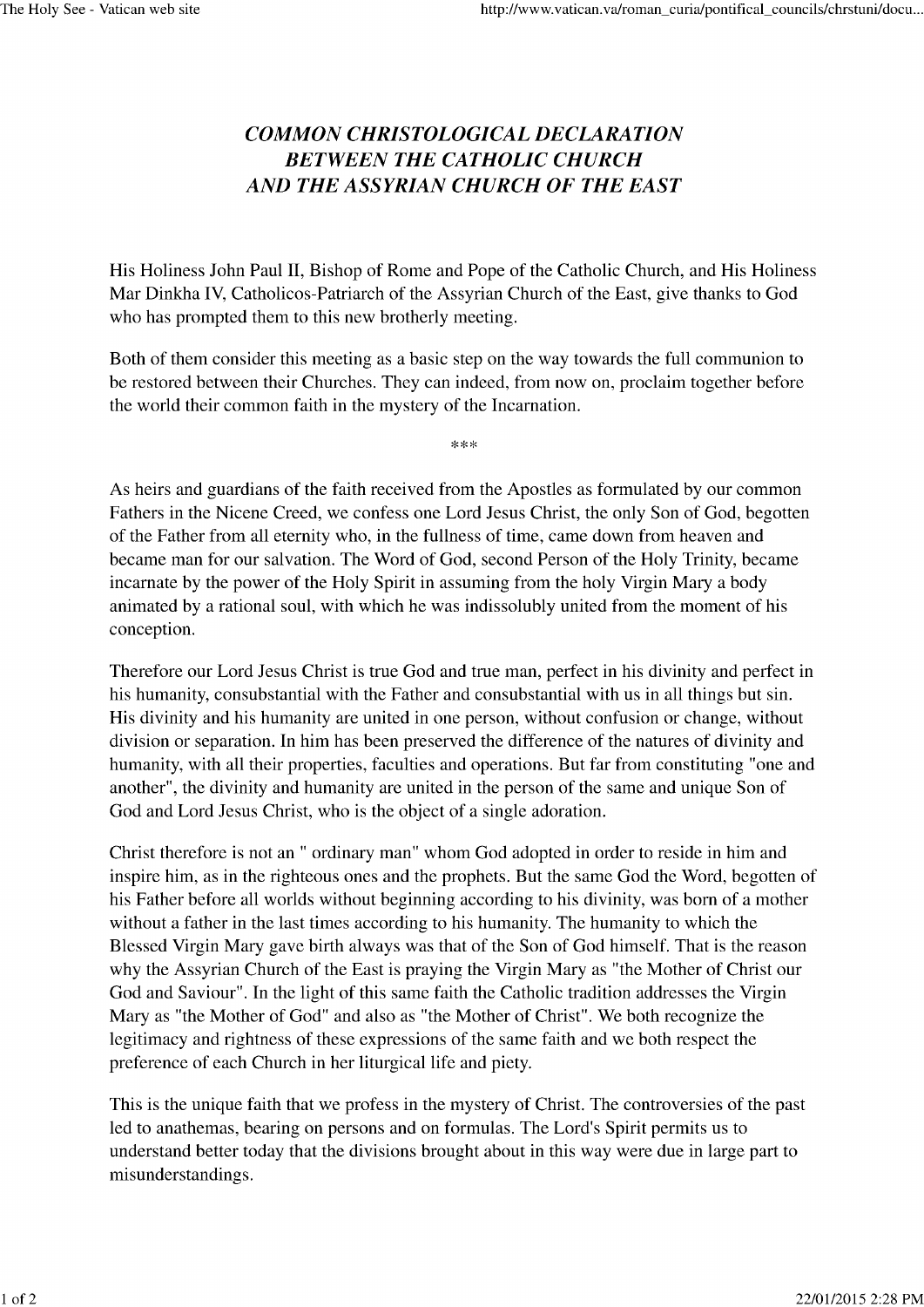# *COMMON CHRISTOLOGICAL DECLARATION BETWEEN THE CATHOLIC CHURCH AND THE ASSYRIAN CHURCH OF THE EAST*

His Holiness John Paul II, Bishop of Rome and Pope of the Catholic Church, and His Holiness Mar Dinkha IV, Catholicos-Patriarch of the Assyrian Church of the East, give thanks to God who has prompted them to this new brotherly meeting.

Both of them consider this meeting as a basic step on the way towards the full communion to be restored between their Churches. They can indeed, from now on, proclaim together before the world their common faith in the mystery of the Incarnation.

***

As heirs and guardians of the faith received from the Apostles as formulated by our common Fathers in the Nicene Creed, we confess one Lord Jesus Christ, the only Son of God, begotten of the Father from all eternity who, in the fullness of time, came down from heaven and became man for our salvation. The Word of God, second Person of the Holy Trinity, became incarnate by the power of the Holy Spirit in assuming from the holy Virgin Mary a body animated by a rational soul, with which he was indissolubly united from the moment of his conception.

Therefore our Lord Jesus Christ is true God and true man, perfect in his divinity and perfect in his humanity, consubstantial with the Father and consubstantial with us in all things but sin. His divinity and his humanity are united in one person, without confusion or change, without division or separation. In him has been preserved the difference of the natures of divinity and humanity, with all their properties, faculties and operations. But far from constituting "one and another", the divinity and humanity are united in the person of the same and unique Son of God and Lord Jesus Christ, who is the object of a single adoration.

Christ therefore is not an " ordinary man" whom God adopted in order to reside in him and inspire him, as in the righteous ones and the prophets. But the same God the Word, begotten of his Father before all worlds without beginning according to his divinity, was born of a mother without a father in the last times according to his humanity. The humanity to which the Blessed Virgin Mary gave birth always was that of the Son of God himself. That is the reason why the Assyrian Church of the East is praying the Virgin Mary as "the Mother of Christ our God and Saviour". In the light of this same faith the Catholic tradition addresses the Virgin Mary as "the Mother of God" and also as "the Mother of Christ". We both recognize the legitimacy and rightness of these expressions of the same faith and we both respect the preference of each Church in her liturgical life and piety.

This is the unique faith that we profess in the mystery of Christ. The controversies of the past led to anathemas, bearing on persons and on formulas. The Lord's Spirit permits us to understand better today that the divisions brought about in this way were due in large part to misunderstandings.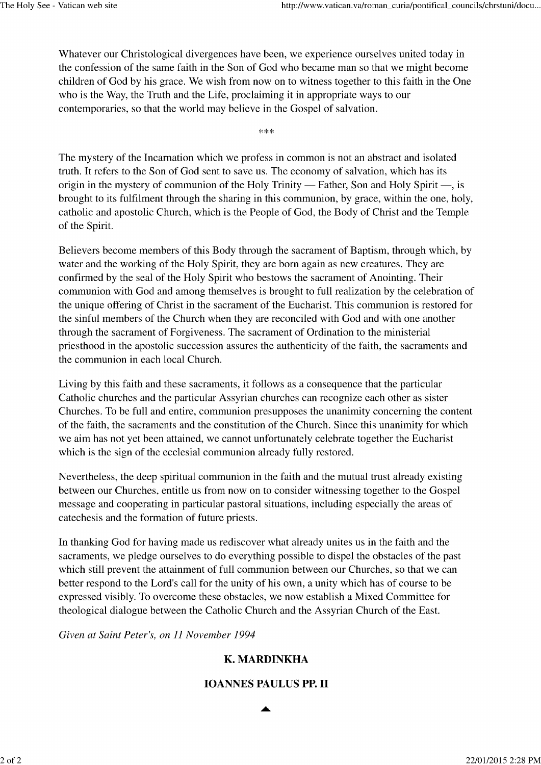Whatever our Christological divergences have been, we experience ourselves united today in the confession of the same faith in the Son of God who became man so that we might become children of God by his grace. We wish from now on to witness together to this faith in the One who is the Way, the Truth and the Life, proclaiming it in appropriate ways to our contemporaries, so that the world may believe in the Gospel of salvation.

***

The mystery of the Incarnation which we profess in common is not an abstract and isolated truth. It refers to the Son of God sent to save us. The economy of salvation, which has its origin in the mystery of communion of the Holy Trinity — Father, Son and Holy Spirit —, is brought to its fulfilment through the sharing in this communion, by grace, within the one, holy, catholic and apostolic Church, which is the People of God, the Body of Christ and the Temple of the Spirit.

Believers become members of this Body through the sacrament of Baptism, through which, by water and the working of the Holy Spirit, they are born again as new creatures. They are confirmed by the seal of the Holy Spirit who bestows the sacrament of Anointing. Their communion with God and among themselves is brought to full realization by the celebration of the unique offering of Christ in the sacrament of the Eucharist. This communion is restored for the sinful members of the Church when they are reconciled with God and with one another through the sacrament of Forgiveness. The sacrament of Ordination to the ministerial priesthood in the apostolic succession assures the authenticity of the faith, the sacraments and the communion in each local Church.

Living by this faith and these sacraments, it follows as a consequence that the particular Catholic churches and the particular Assyrian churches can recognize each other as sister Churches. To be full and entire, communion presupposes the unanimity concerning the content of the faith, the sacraments and the constitution of the Church. Since this unanimity for which we aim has not yet been attained, we cannot unfortunately celebrate together the Eucharist which is the sign of the ecclesial communion already fully restored.

Nevertheless, the deep spiritual communion in the faith and the mutual trust already existing between our Churches, entitle us from now on to consider witnessing together to the Gospel message and cooperating in particular pastoral situations, including especially the areas of catechesis and the formation of future priests.

In thanking God for having made us rediscover what already unites us in the faith and the sacraments, we pledge ourselves to do everything possible to dispel the obstacles of the past which still prevent the attainment of full communion between our Churches, so that we can better respond to the Lord's call for the unity of his own, a unity which has of course to be expressed visibly. To overcome these obstacles, we now establish a Mixed Committee for theological dialogue between the Catholic Church and the Assyrian Church of the East.

*Given at Saint Peter's, on 11 November 1994*

**K. MARDINKHA**

**IOANNES PAULUS PP. II**